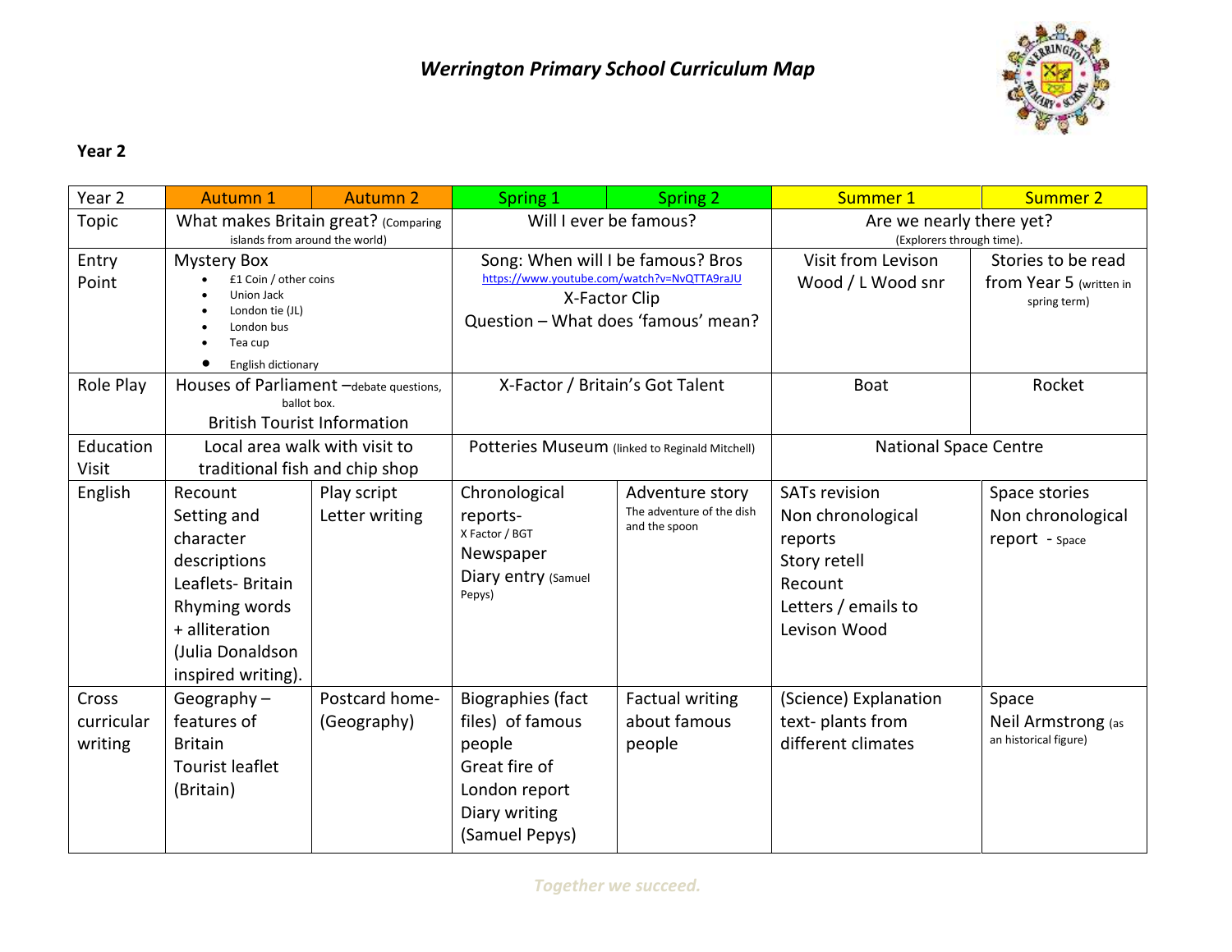# *Werrington Primary School Curriculum Map*

**Year 2**

| Year 2 | Autumn 1 | Autumn 2 | Spring 1 | Spring 2 | Summer 1 | Summer 2 |
|---|---|---|---|---|---|---|
| Topic | What makes Britain great? (Comparing islands from around the world) | | Will I ever be famous? | | Are we nearly there yet? (Explorers through time). | |
| Entry Point | Mystery Box<br>• £1 Coin / other coins<br>• Union Jack<br>• London tie (JL)<br>• London bus<br>• Tea cup<br>• English dictionary | | Song: When will I be famous? Bros<br>https://www.youtube.com/watch?v=NvQTTA9raJU<br>X-Factor Clip<br>Question – What does 'famous' mean? | | Visit from Levison Wood / L Wood snr | Stories to be read from Year 5 (written in spring term) |
| Role Play | Houses of Parliament –debate questions, ballot box.<br>British Tourist Information | | X-Factor / Britain's Got Talent | | Boat | Rocket |
| Education Visit | Local area walk with visit to traditional fish and chip shop | | Potteries Museum (linked to Reginald Mitchell) | | National Space Centre | |
| English | Recount<br>Setting and character descriptions<br>Leaflets- Britain<br>Rhyming words + alliteration (Julia Donaldson inspired writing). | Play script<br>Letter writing | Chronological reports-<br>X Factor / BGT<br>Newspaper<br>Diary entry (Samuel Pepys) | Adventure story<br>The adventure of the dish and the spoon | SATs revision<br>Non chronological reports<br>Story retell<br>Recount<br>Letters / emails to Levison Wood | Space stories<br>Non chronological report - Space |
| Cross curricular writing | Geography – features of Britain<br>Tourist leaflet (Britain) | Postcard home- (Geography) | Biographies (fact files) of famous people<br>Great fire of London report<br>Diary writing (Samuel Pepys) | Factual writing about famous people | (Science) Explanation text- plants from different climates | Space<br>Neil Armstrong (as an historical figure) |

*Together we succeed.*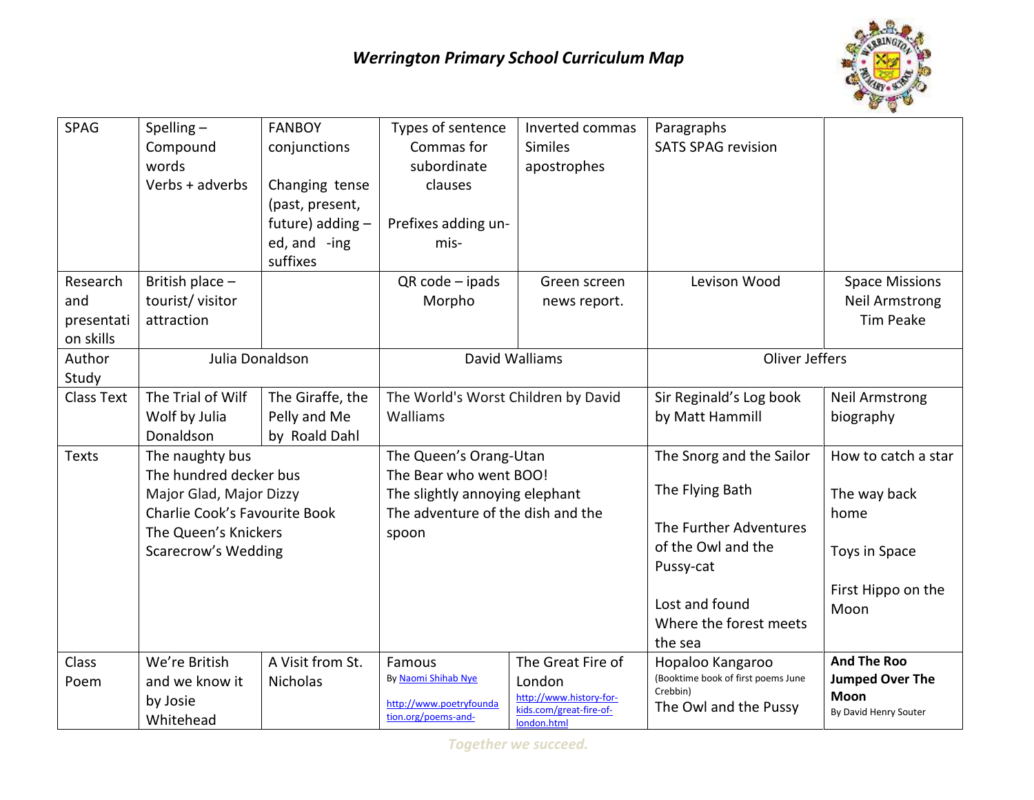# *Werrington Primary School Curriculum Map*

| | | | | | | |
|---|---|---|---|---|---|---|
| SPAG | Spelling – Compound words<br>Verbs + adverbs | FANBOY conjunctions<br><br>Changing tense (past, present, future) adding – ed, and -ing suffixes | Types of sentence<br>Commas for subordinate clauses<br><br>Prefixes adding un- mis- | Inverted commas<br>Similes<br>apostrophes | Paragraphs<br>SATS SPAG revision | |
| Research and presentation skills | British place – tourist/ visitor attraction | | QR code – ipads<br>Morpho | Green screen news report. | Levison Wood | Space Missions<br>Neil Armstrong<br>Tim Peake |
| Author Study | Julia Donaldson | | David Walliams | | Oliver Jeffers | |
| Class Text | The Trial of Wilf Wolf by Julia Donaldson | The Giraffe, the Pelly and Me by Roald Dahl | The World's Worst Children by David Walliams | | Sir Reginald's Log book by Matt Hammill | Neil Armstrong biography |
| Texts | The naughty bus<br>The hundred decker bus<br>Major Glad, Major Dizzy<br>Charlie Cook's Favourite Book<br>The Queen's Knickers<br>Scarecrow's Wedding | | The Queen's Orang-Utan<br>The Bear who went BOO!<br>The slightly annoying elephant<br>The adventure of the dish and the spoon | | The Snorg and the Sailor<br><br>The Flying Bath<br><br>The Further Adventures of the Owl and the Pussy-cat<br><br>Lost and found<br>Where the forest meets the sea | How to catch a star<br><br>The way back home<br><br>Toys in Space<br><br>First Hippo on the Moon |
| Class Poem | We're British and we know it by Josie Whitehead | A Visit from St. Nicholas | Famous<br>By Naomi Shihab Nye<br><br>http://www.poetryfoundation.org/poems-and- | The Great Fire of London<br>http://www.history-for-kids.com/great-fire-of-london.html | Hopaloo Kangaroo<br>(Booktime book of first poems June Crebbin)<br>The Owl and the Pussy | **And The Roo Jumped Over The Moon**<br>By David Henry Souter |

*Together we succeed.*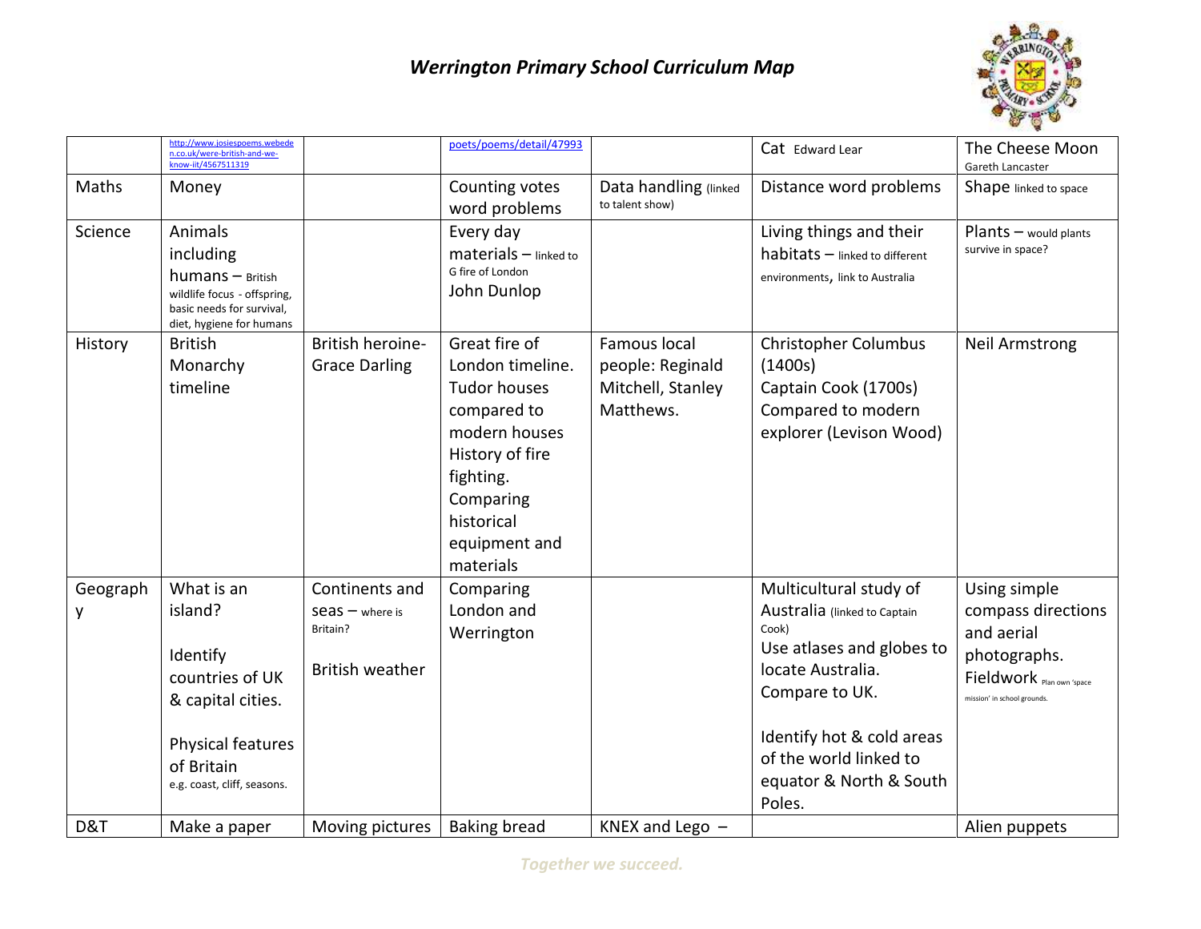# *Werrington Primary School Curriculum Map*

| | | | | | | |
|---|---|---|---|---|---|---|
| | http://www.josiespoems.webeden.co.uk/were-british-and-we-know-iit/4567511319 | | poets/poems/detail/47993 | | Cat Edward Lear | The Cheese Moon Gareth Lancaster |
| Maths | Money | | Counting votes word problems | Data handling (linked to talent show) | Distance word problems | Shape linked to space |
| Science | Animals including humans – British wildlife focus - offspring, basic needs for survival, diet, hygiene for humans | | Every day materials – linked to G fire of London John Dunlop | | Living things and their habitats – linked to different environments, link to Australia | Plants – would plants survive in space? |
| History | British Monarchy timeline | British heroine- Grace Darling | Great fire of London timeline. Tudor houses compared to modern houses History of fire fighting. Comparing historical equipment and materials | Famous local people: Reginald Mitchell, Stanley Matthews. | Christopher Columbus (1400s) Captain Cook (1700s) Compared to modern explorer (Levison Wood) | Neil Armstrong |
| Geography | What is an island? Identify countries of UK & capital cities. Physical features of Britain e.g. coast, cliff, seasons. | Continents and seas – where is Britain? British weather | Comparing London and Werrington | | Multicultural study of Australia (linked to Captain Cook) Use atlases and globes to locate Australia. Compare to UK. Identify hot & cold areas of the world linked to equator & North & South Poles. | Using simple compass directions and aerial photographs. Fieldwork Plan own 'space mission' in school grounds. |
| D&T | Make a paper | Moving pictures | Baking bread | KNEX and Lego – | | Alien puppets |

*Together we succeed.*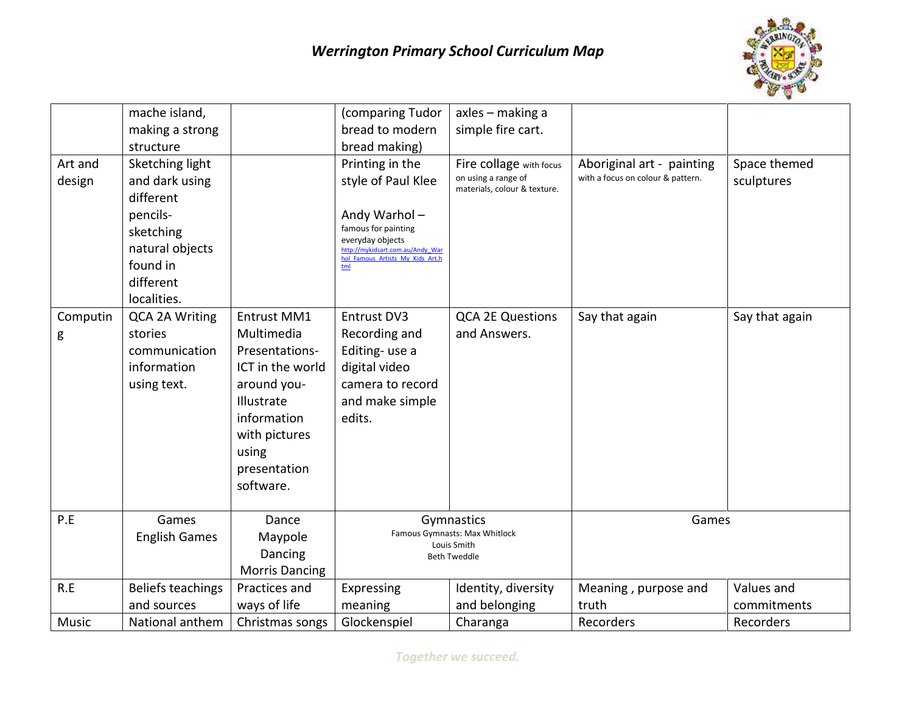# Werrington Primary School Curriculum Map

| | | | | | | |
|---|---|---|---|---|---|---|
| | mache island, making a strong structure | | (comparing Tudor bread to modern bread making) | axles – making a simple fire cart. | | |
| Art and design | Sketching light and dark using different pencils- sketching natural objects found in different localities. | | Printing in the style of Paul Klee<br><br>Andy Warhol – famous for painting everyday objects http://mykidsart.com.au/Andy_Warhol_Famous_Artists_My_Kids_Art.html | Fire collage with focus on using a range of materials, colour & texture. | Aboriginal art - painting with a focus on colour & pattern. | Space themed sculptures |
| Computing | QCA 2A Writing stories communication information using text. | Entrust MM1 Multimedia Presentations- ICT in the world around you- Illustrate information with pictures using presentation software. | Entrust DV3 Recording and Editing- use a digital video camera to record and make simple edits. | QCA 2E Questions and Answers. | Say that again | Say that again |
| P.E | Games<br>English Games | Dance<br>Maypole Dancing<br>Morris Dancing | Gymnastics<br>Famous Gymnasts: Max Whitlock<br>Louis Smith<br>Beth Tweddle | | Games | |
| R.E | Beliefs teachings and sources | Practices and ways of life | Expressing meaning | Identity, diversity and belonging | Meaning , purpose and truth | Values and commitments |
| Music | National anthem | Christmas songs | Glockenspiel | Charanga | Recorders | Recorders |

*Together we succeed.*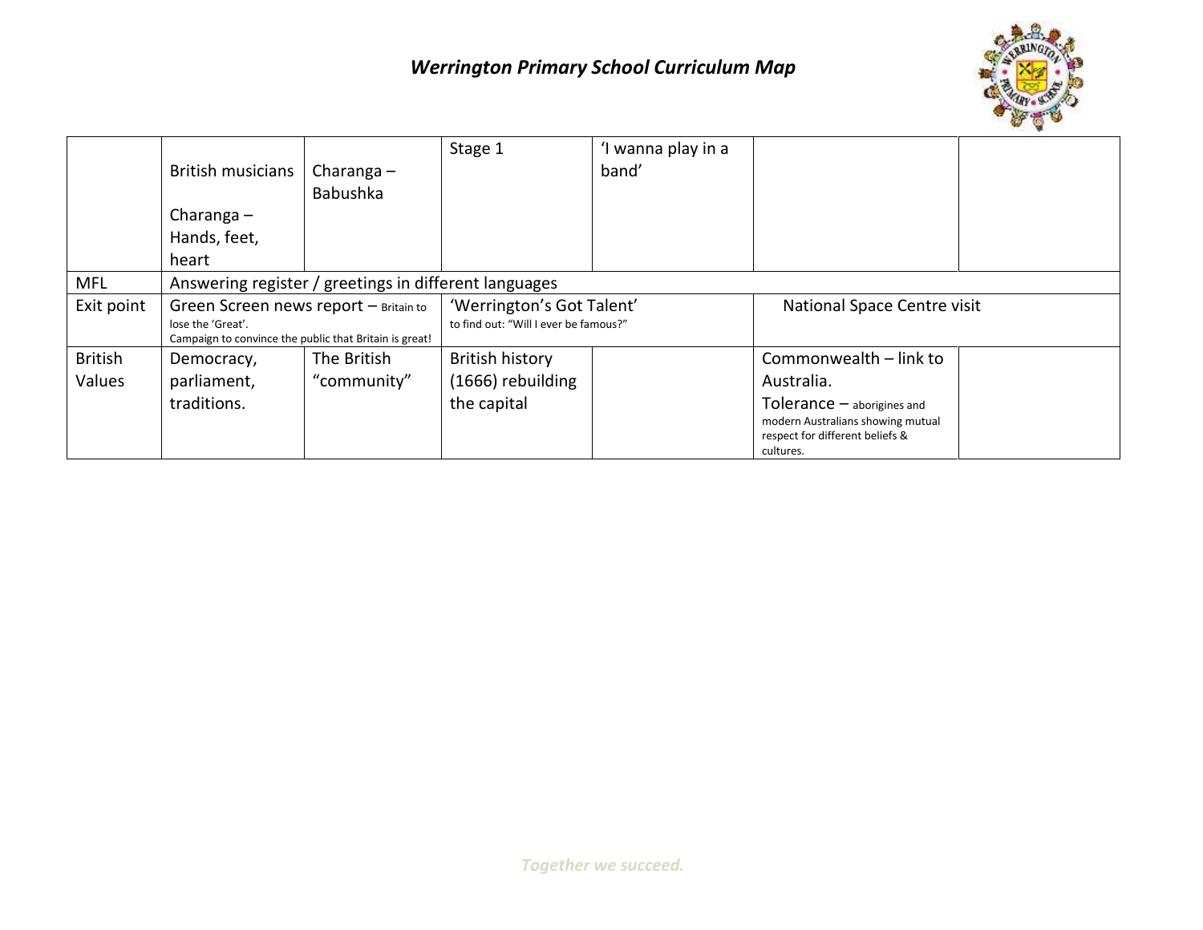*Werrington Primary School Curriculum Map*

| | | | | | | |
|---|---|---|---|---|---|---|
| | British musicians<br><br>Charanga – Hands, feet, heart | Charanga – Babushka | Stage 1 | 'I wanna play in a band' | | |
| MFL | Answering register / greetings in different languages | | | | | |
| Exit point | Green Screen news report – Britain to lose the 'Great'. Campaign to convince the public that Britain is great! | | 'Werrington's Got Talent' to find out: "Will I ever be famous?" | | National Space Centre visit | |
| British Values | Democracy, parliament, traditions. | The British "community" | British history (1666) rebuilding the capital | | Commonwealth – link to Australia.<br>Tolerance – aborigines and modern Australians showing mutual respect for different beliefs & cultures. | |